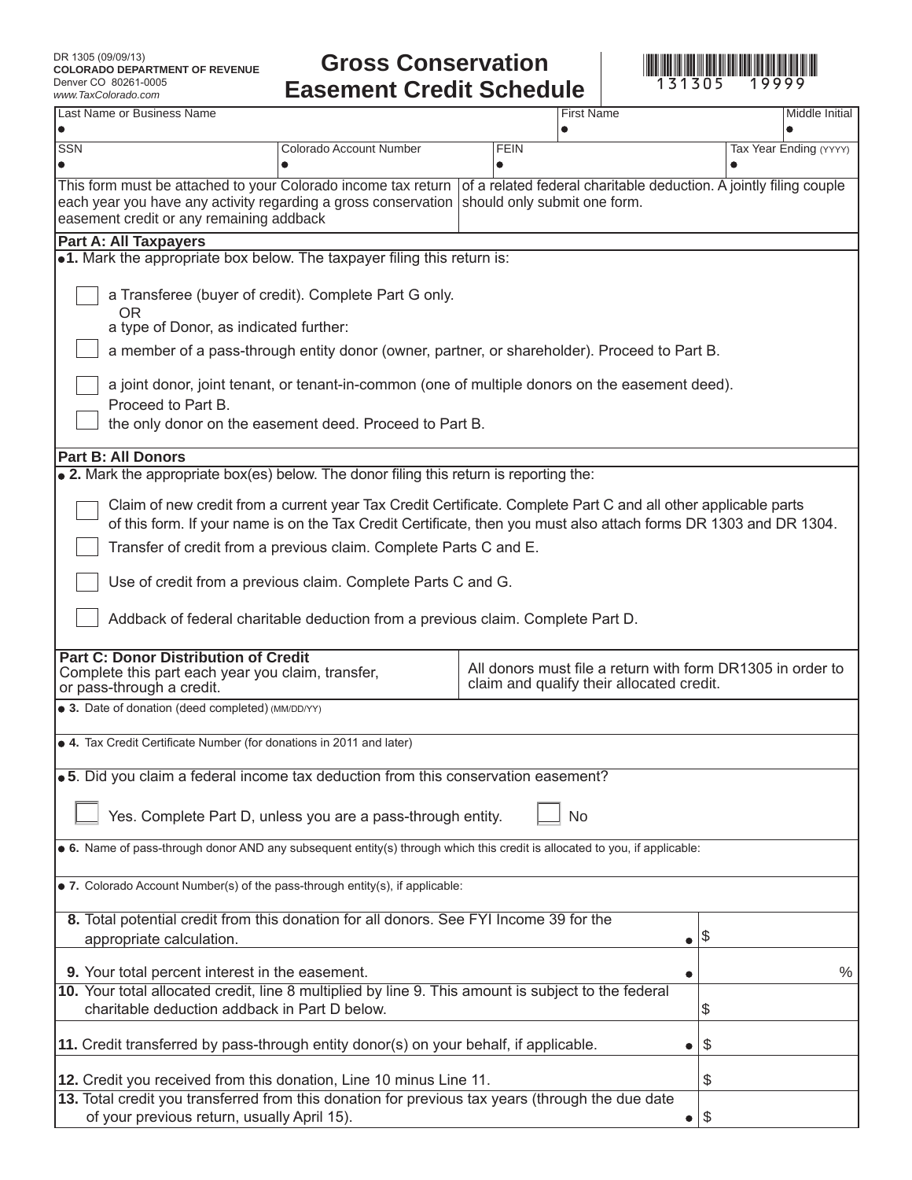DR 1305 (09/09/13)
**COLORADO DEPARTMENT OF REVENUE**
Denver CO 80261-0005
*www.TaxColorado.com*

# Gross Conservation Easement Credit Schedule

131305 19999

| Last Name or Business Name | | | First Name | | Middle Initial |
|---|---|---|---|---|---|
| SSN | Colorado Account Number | FEIN | | Tax Year Ending (YYYY) | |

This form must be attached to your Colorado income tax return each year you have any activity regarding a gross conservation easement credit or any remaining addback of a related federal charitable deduction. A jointly filing couple should only submit one form.

## Part A: All Taxpayers

**1.** Mark the appropriate box below. The taxpayer filing this return is:

- ☐ a Transferee (buyer of credit). Complete Part G only.

  OR

  a type of Donor, as indicated further:
- ☐ a member of a pass-through entity donor (owner, partner, or shareholder). Proceed to Part B.
- ☐ a joint donor, joint tenant, or tenant-in-common (one of multiple donors on the easement deed). Proceed to Part B.
- ☐ the only donor on the easement deed. Proceed to Part B.

## Part B: All Donors

**2.** Mark the appropriate box(es) below. The donor filing this return is reporting the:

- ☐ Claim of new credit from a current year Tax Credit Certificate. Complete Part C and all other applicable parts of this form. If your name is on the Tax Credit Certificate, then you must also attach forms DR 1303 and DR 1304.
- ☐ Transfer of credit from a previous claim. Complete Parts C and E.
- ☐ Use of credit from a previous claim. Complete Parts C and G.
- ☐ Addback of federal charitable deduction from a previous claim. Complete Part D.

## Part C: Donor Distribution of Credit

Complete this part each year you claim, transfer, or pass-through a credit.

All donors must file a return with form DR1305 in order to claim and qualify their allocated credit.

**3.** Date of donation (deed completed) (MM/DD/YY)

**4.** Tax Credit Certificate Number (for donations in 2011 and later)

**5.** Did you claim a federal income tax deduction from this conservation easement?

☐ Yes. Complete Part D, unless you are a pass-through entity. ☐ No

**6.** Name of pass-through donor AND any subsequent entity(s) through which this credit is allocated to you, if applicable:

**7.** Colorado Account Number(s) of the pass-through entity(s), if applicable:

| | |
|---|---|
| **8.** Total potential credit from this donation for all donors. See FYI Income 39 for the appropriate calculation. | $ |
| **9.** Your total percent interest in the easement. | % |
| **10.** Your total allocated credit, line 8 multiplied by line 9. This amount is subject to the federal charitable deduction addback in Part D below. | $ |
| **11.** Credit transferred by pass-through entity donor(s) on your behalf, if applicable. | $ |
| **12.** Credit you received from this donation, Line 10 minus Line 11. | $ |
| **13.** Total credit you transferred from this donation for previous tax years (through the due date of your previous return, usually April 15). | $ |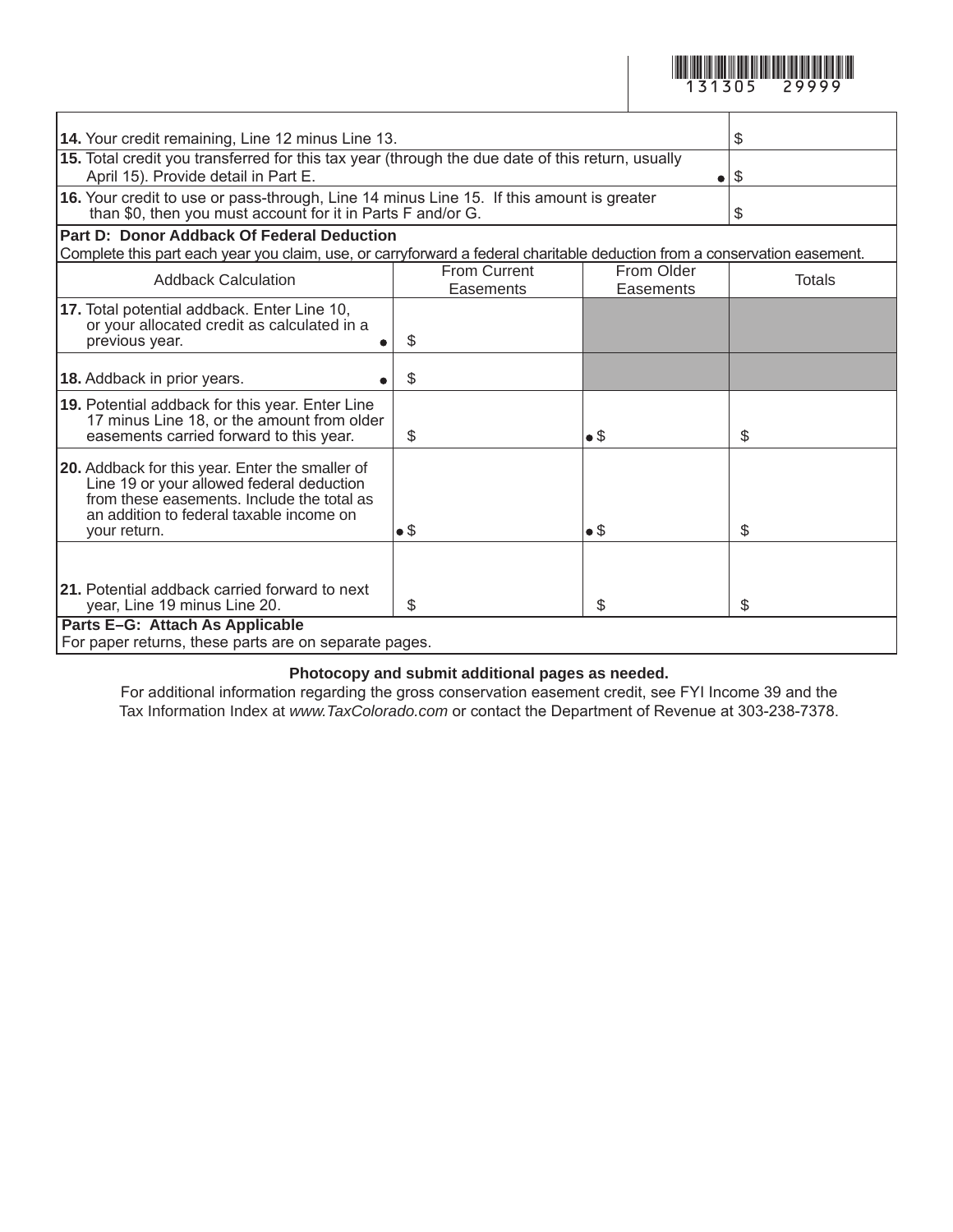131305 29999

| | |
|---|---|
| **14.** Your credit remaining, Line 12 minus Line 13. | $ |
| **15.** Total credit you transferred for this tax year (through the due date of this return, usually April 15). Provide detail in Part E. ● | $ |
| **16.** Your credit to use or pass-through, Line 14 minus Line 15. If this amount is greater than $0, then you must account for it in Parts F and/or G. | $ |

**Part D: Donor Addback Of Federal Deduction**

Complete this part each year you claim, use, or carryforward a federal charitable deduction from a conservation easement.

| Addback Calculation | From Current Easements | From Older Easements | Totals |
|---|---|---|---|
| **17.** Total potential addback. Enter Line 10, or your allocated credit as calculated in a previous year. ● | $ | | |
| **18.** Addback in prior years. ● | $ | | |
| **19.** Potential addback for this year. Enter Line 17 minus Line 18, or the amount from older easements carried forward to this year. | $ | ● $ | $ |
| **20.** Addback for this year. Enter the smaller of Line 19 or your allowed federal deduction from these easements. Include the total as an addition to federal taxable income on your return. | ● $ | ● $ | $ |
| **21.** Potential addback carried forward to next year, Line 19 minus Line 20. | $ | $ | $ |

**Parts E–G: Attach As Applicable**

For paper returns, these parts are on separate pages.

**Photocopy and submit additional pages as needed.**

For additional information regarding the gross conservation easement credit, see FYI Income 39 and the Tax Information Index at *www.TaxColorado.com* or contact the Department of Revenue at 303-238-7378.